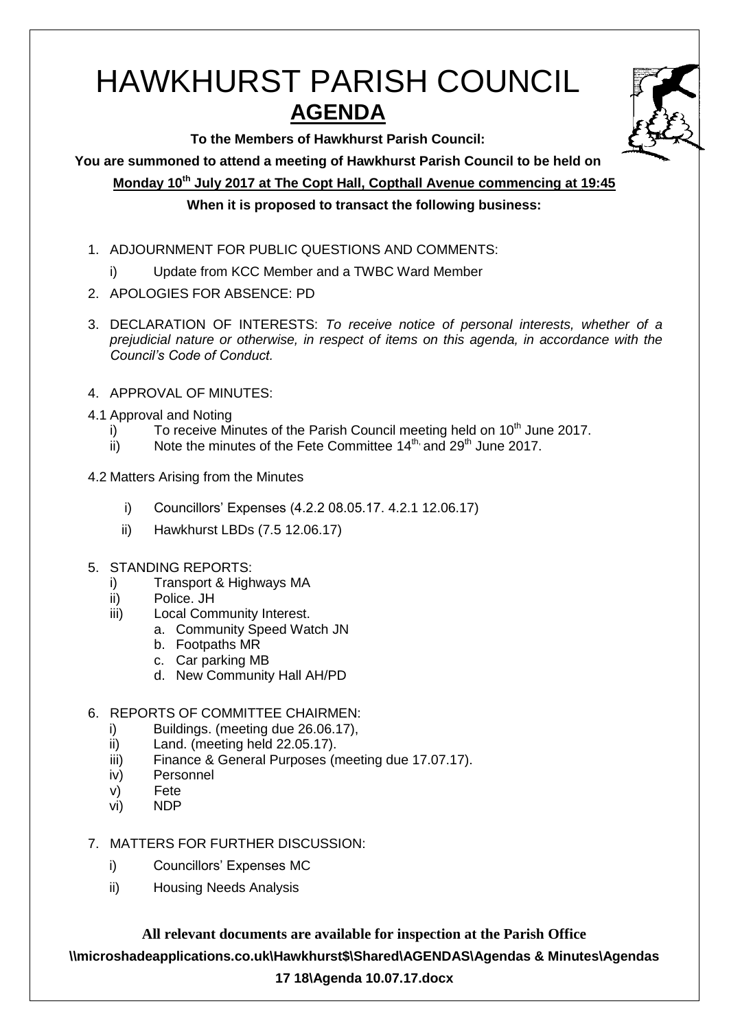# HAWKHURST PARISH COUNCIL

## AGENDA

**To the Members of Hawkhurst Parish Council:**

**You are summoned to attend a meeting of Hawkhurst Parish Council to be held on**

**Monday 10th July 2017 at The Copt Hall, Copthall Avenue commencing at 19:45**

**When it is proposed to transact the following business:**

1. ADJOURNMENT FOR PUBLIC QUESTIONS AND COMMENTS:
   i) Update from KCC Member and a TWBC Ward Member
2. APOLOGIES FOR ABSENCE: PD
3. DECLARATION OF INTERESTS: *To receive notice of personal interests, whether of a prejudicial nature or otherwise, in respect of items on this agenda, in accordance with the Council's Code of Conduct.*
4. APPROVAL OF MINUTES:

4.1 Approval and Noting

   i) To receive Minutes of the Parish Council meeting held on 10th June 2017.
   ii) Note the minutes of the Fete Committee 14th, and 29th June 2017.

4.2 Matters Arising from the Minutes

   i) Councillors' Expenses (4.2.2 08.05.17. 4.2.1 12.06.17)
   ii) Hawkhurst LBDs (7.5 12.06.17)

5. STANDING REPORTS:
   i) Transport & Highways MA
   ii) Police. JH
   iii) Local Community Interest.
      a. Community Speed Watch JN
      b. Footpaths MR
      c. Car parking MB
      d. New Community Hall AH/PD
6. REPORTS OF COMMITTEE CHAIRMEN:
   i) Buildings. (meeting due 26.06.17),
   ii) Land. (meeting held 22.05.17).
   iii) Finance & General Purposes (meeting due 17.07.17).
   iv) Personnel
   v) Fete
   vi) NDP
7. MATTERS FOR FURTHER DISCUSSION:
   i) Councillors' Expenses MC
   ii) Housing Needs Analysis

**All relevant documents are available for inspection at the Parish Office**

**\\microshadeapplications.co.uk\Hawkhurst$\Shared\AGENDAS\Agendas & Minutes\Agendas 17 18\Agenda 10.07.17.docx**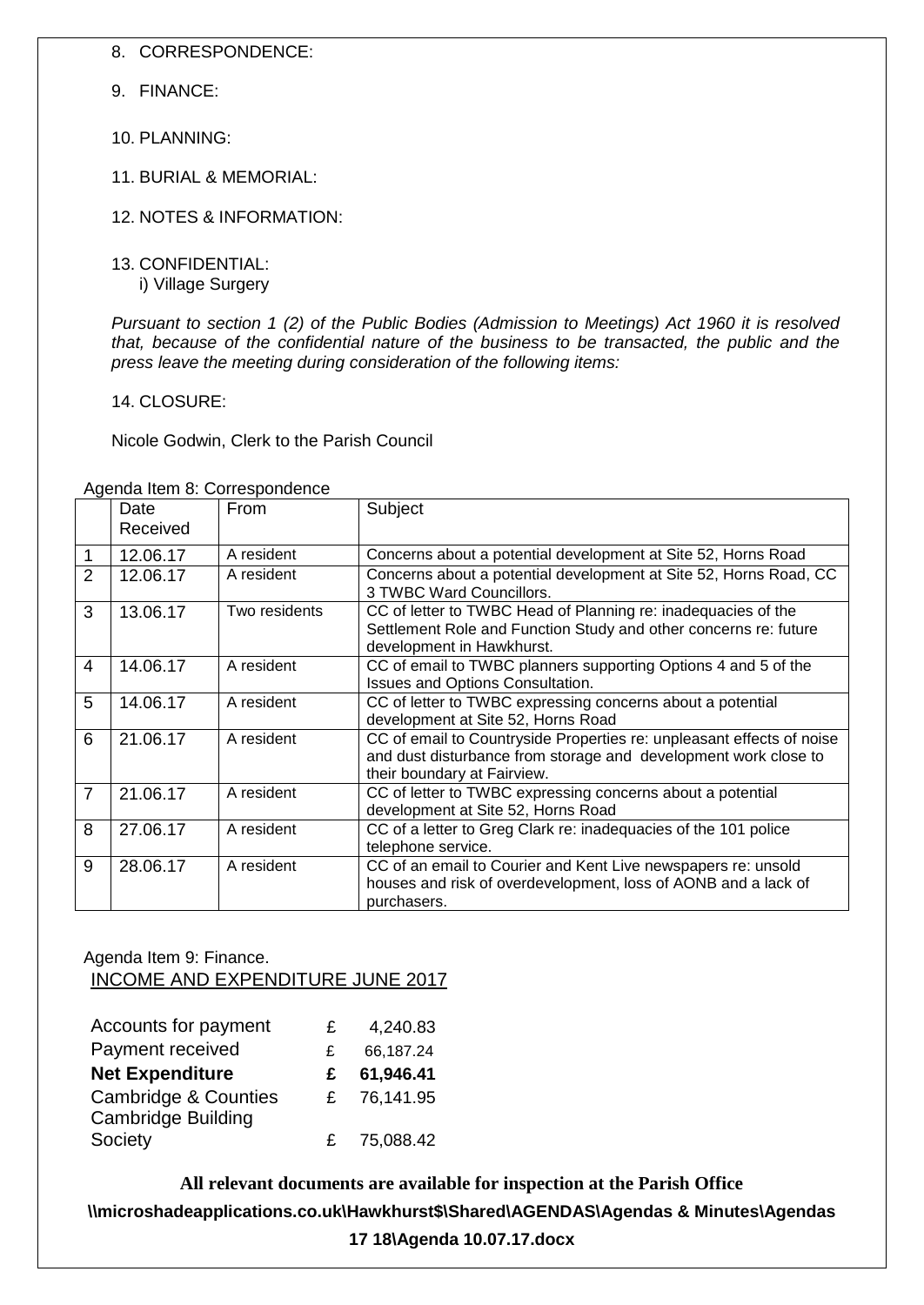8. CORRESPONDENCE:

9. FINANCE:

10. PLANNING:

11. BURIAL & MEMORIAL:

12. NOTES & INFORMATION:

13. CONFIDENTIAL:
    i) Village Surgery

*Pursuant to section 1 (2) of the Public Bodies (Admission to Meetings) Act 1960 it is resolved that, because of the confidential nature of the business to be transacted, the public and the press leave the meeting during consideration of the following items:*

14. CLOSURE:

Nicole Godwin, Clerk to the Parish Council

Agenda Item 8: Correspondence

| | Date Received | From | Subject |
|---|---|---|---|
| 1 | 12.06.17 | A resident | Concerns about a potential development at Site 52, Horns Road |
| 2 | 12.06.17 | A resident | Concerns about a potential development at Site 52, Horns Road, CC 3 TWBC Ward Councillors. |
| 3 | 13.06.17 | Two residents | CC of letter to TWBC Head of Planning re: inadequacies of the Settlement Role and Function Study and other concerns re: future development in Hawkhurst. |
| 4 | 14.06.17 | A resident | CC of email to TWBC planners supporting Options 4 and 5 of the Issues and Options Consultation. |
| 5 | 14.06.17 | A resident | CC of letter to TWBC expressing concerns about a potential development at Site 52, Horns Road |
| 6 | 21.06.17 | A resident | CC of email to Countryside Properties re: unpleasant effects of noise and dust disturbance from storage and development work close to their boundary at Fairview. |
| 7 | 21.06.17 | A resident | CC of letter to TWBC expressing concerns about a potential development at Site 52, Horns Road |
| 8 | 27.06.17 | A resident | CC of a letter to Greg Clark re: inadequacies of the 101 police telephone service. |
| 9 | 28.06.17 | A resident | CC of an email to Courier and Kent Live newspapers re: unsold houses and risk of overdevelopment, loss of AONB and a lack of purchasers. |

Agenda Item 9: Finance.

INCOME AND EXPENDITURE JUNE 2017

| | | |
|---|---|---|
| Accounts for payment | £ | 4,240.83 |
| Payment received | £ | 66,187.24 |
| **Net Expenditure** | **£** | **61,946.41** |
| Cambridge & Counties | £ | 76,141.95 |
| Cambridge Building Society | £ | 75,088.42 |

**All relevant documents are available for inspection at the Parish Office**

**\\microshadeapplications.co.uk\Hawkhurst$\Shared\AGENDAS\Agendas & Minutes\Agendas 17 18\Agenda 10.07.17.docx**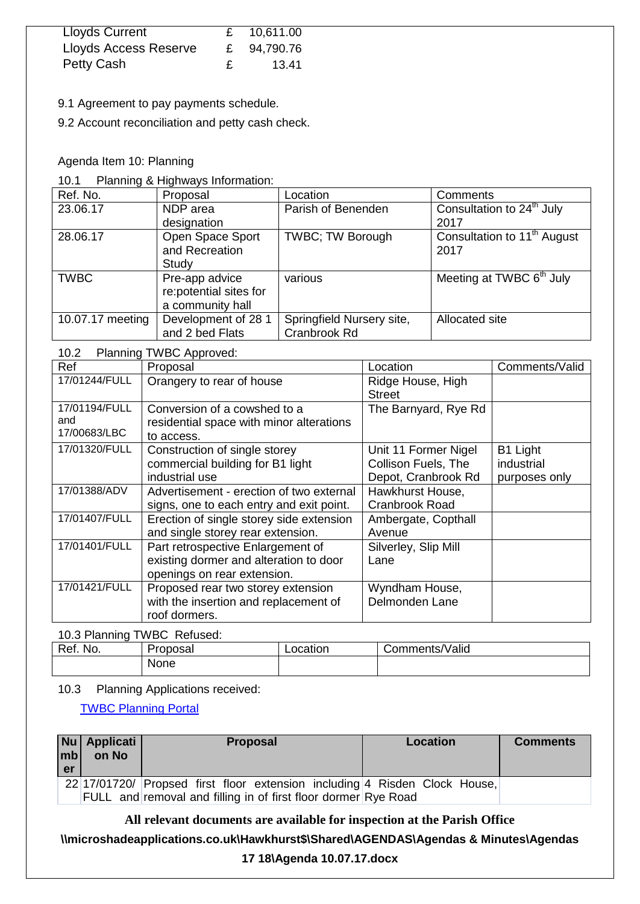| | | |
|---|---|---|
| Lloyds Current | £ | 10,611.00 |
| Lloyds Access Reserve | £ | 94,790.76 |
| Petty Cash | £ | 13.41 |

9.1 Agreement to pay payments schedule.

9.2 Account reconciliation and petty cash check.

Agenda Item 10: Planning

10.1 Planning & Highways Information:

| Ref. No. | Proposal | Location | Comments |
|---|---|---|---|
| 23.06.17 | NDP area designation | Parish of Benenden | Consultation to 24th July 2017 |
| 28.06.17 | Open Space Sport and Recreation Study | TWBC; TW Borough | Consultation to 11th August 2017 |
| TWBC | Pre-app advice re:potential sites for a community hall | various | Meeting at TWBC 6th July |
| 10.07.17 meeting | Development of 28 1 and 2 bed Flats | Springfield Nursery site, Cranbrook Rd | Allocated site |

10.2 Planning TWBC Approved:

| Ref | Proposal | Location | Comments/Valid |
|---|---|---|---|
| 17/01244/FULL | Orangery to rear of house | Ridge House, High Street | |
| 17/01194/FULL and 17/00683/LBC | Conversion of a cowshed to a residential space with minor alterations to access. | The Barnyard, Rye Rd | |
| 17/01320/FULL | Construction of single storey commercial building for B1 light industrial use | Unit 11 Former Nigel Collison Fuels, The Depot, Cranbrook Rd | B1 Light industrial purposes only |
| 17/01388/ADV | Advertisement - erection of two external signs, one to each entry and exit point. | Hawkhurst House, Cranbrook Road | |
| 17/01407/FULL | Erection of single storey side extension and single storey rear extension. | Ambergate, Copthall Avenue | |
| 17/01401/FULL | Part retrospective Enlargement of existing dormer and alteration to door openings on rear extension. | Silverley, Slip Mill Lane | |
| 17/01421/FULL | Proposed rear two storey extension with the insertion and replacement of roof dormers. | Wyndham House, Delmonden Lane | |

10.3 Planning TWBC Refused:

| Ref. No. | Proposal | Location | Comments/Valid |
|---|---|---|---|
| | None | | |

10.3 Planning Applications received:

TWBC Planning Portal

| Number | Application No | Proposal | Location | Comments |
|---|---|---|---|---|
| 22 | 17/01720/ FULL and | Propsed first floor extension including removal and filling in of first floor dormer | 4 Risden Clock House, Rye Road | |

**All relevant documents are available for inspection at the Parish Office**

**\\microshadeapplications.co.uk\Hawkhurst$\Shared\AGENDAS\Agendas & Minutes\Agendas 17 18\Agenda 10.07.17.docx**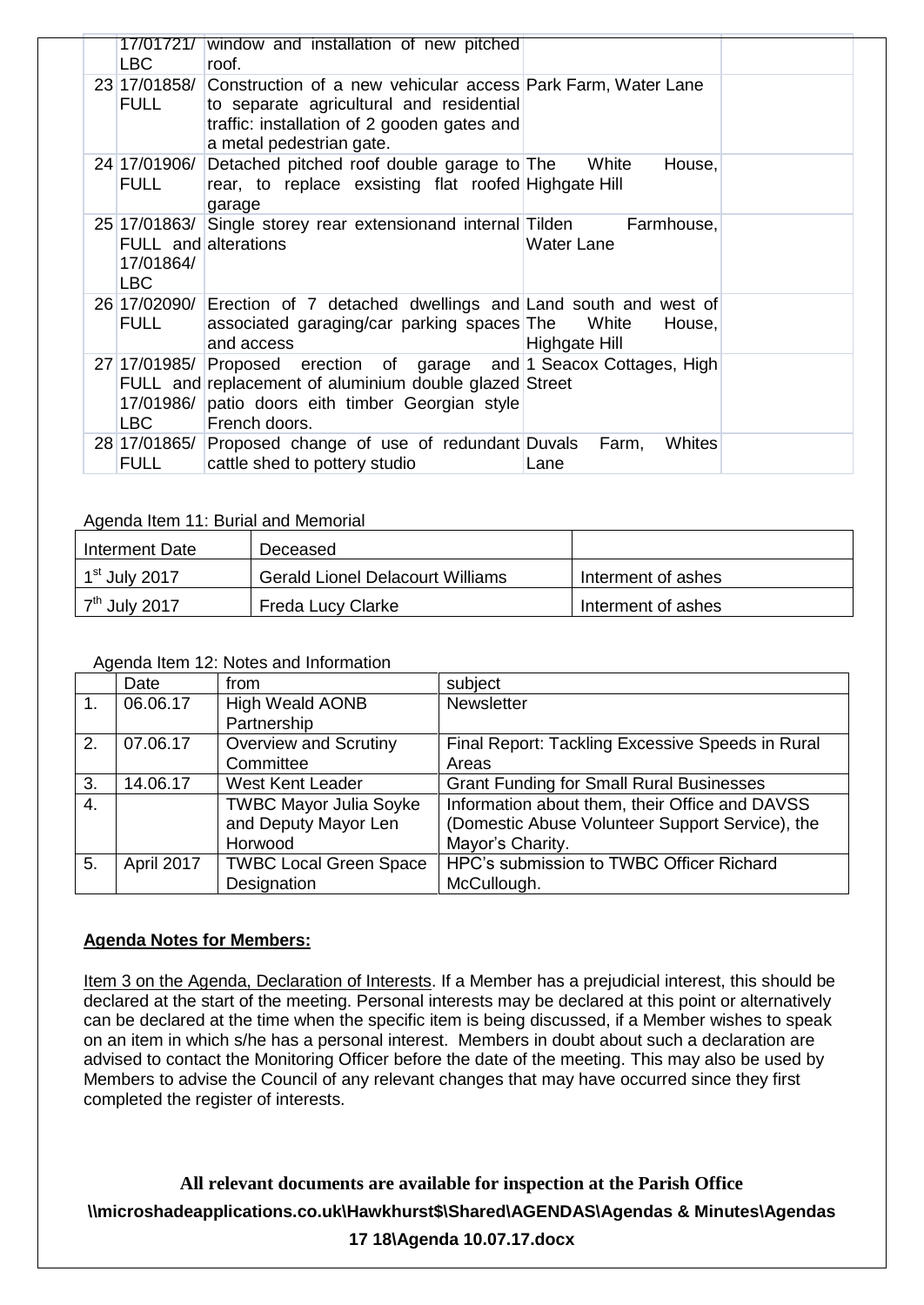| | | | | |
|---|---|---|---|---|
| | 17/01721/ LBC | window and installation of new pitched roof. | | |
| 23 | 17/01858/ FULL | Construction of a new vehicular access to separate agricultural and residential traffic: installation of 2 gooden gates and a metal pedestrian gate. | Park Farm, Water Lane | |
| 24 | 17/01906/ FULL | Detached pitched roof double garage to rear, to replace exsisting flat roofed garage | The White House, Highgate Hill | |
| 25 | 17/01863/ FULL and 17/01864/ LBC | Single storey rear extensionand internal alterations | Tilden Farmhouse, Water Lane | |
| 26 | 17/02090/ FULL | Erection of 7 detached dwellings and associated garaging/car parking spaces and access | Land south and west of The White House, Highgate Hill | |
| 27 | 17/01985/ FULL and 17/01986/ LBC | Proposed erection of garage and replacement of aluminium double glazed patio doors eith timber Georgian style French doors. | 1 Seacox Cottages, High Street | |
| 28 | 17/01865/ FULL | Proposed change of use of redundant cattle shed to pottery studio | Duvals Farm, Whites Lane | |

Agenda Item 11: Burial and Memorial

| Interment Date | Deceased | |
|---|---|---|
| 1st July 2017 | Gerald Lionel Delacourt Williams | Interment of ashes |
| 7th July 2017 | Freda Lucy Clarke | Interment of ashes |

Agenda Item 12: Notes and Information

| | Date | from | subject |
|---|---|---|---|
| 1. | 06.06.17 | High Weald AONB Partnership | Newsletter |
| 2. | 07.06.17 | Overview and Scrutiny Committee | Final Report: Tackling Excessive Speeds in Rural Areas |
| 3. | 14.06.17 | West Kent Leader | Grant Funding for Small Rural Businesses |
| 4. | | TWBC Mayor Julia Soyke and Deputy Mayor Len Horwood | Information about them, their Office and DAVSS (Domestic Abuse Volunteer Support Service), the Mayor's Charity. |
| 5. | April 2017 | TWBC Local Green Space Designation | HPC's submission to TWBC Officer Richard McCullough. |

**Agenda Notes for Members:**

Item 3 on the Agenda, Declaration of Interests. If a Member has a prejudicial interest, this should be declared at the start of the meeting. Personal interests may be declared at this point or alternatively can be declared at the time when the specific item is being discussed, if a Member wishes to speak on an item in which s/he has a personal interest. Members in doubt about such a declaration are advised to contact the Monitoring Officer before the date of the meeting. This may also be used by Members to advise the Council of any relevant changes that may have occurred since they first completed the register of interests.

**All relevant documents are available for inspection at the Parish Office**

**\\microshadeapplications.co.uk\Hawkhurst$\Shared\AGENDAS\Agendas & Minutes\Agendas 17 18\Agenda 10.07.17.docx**